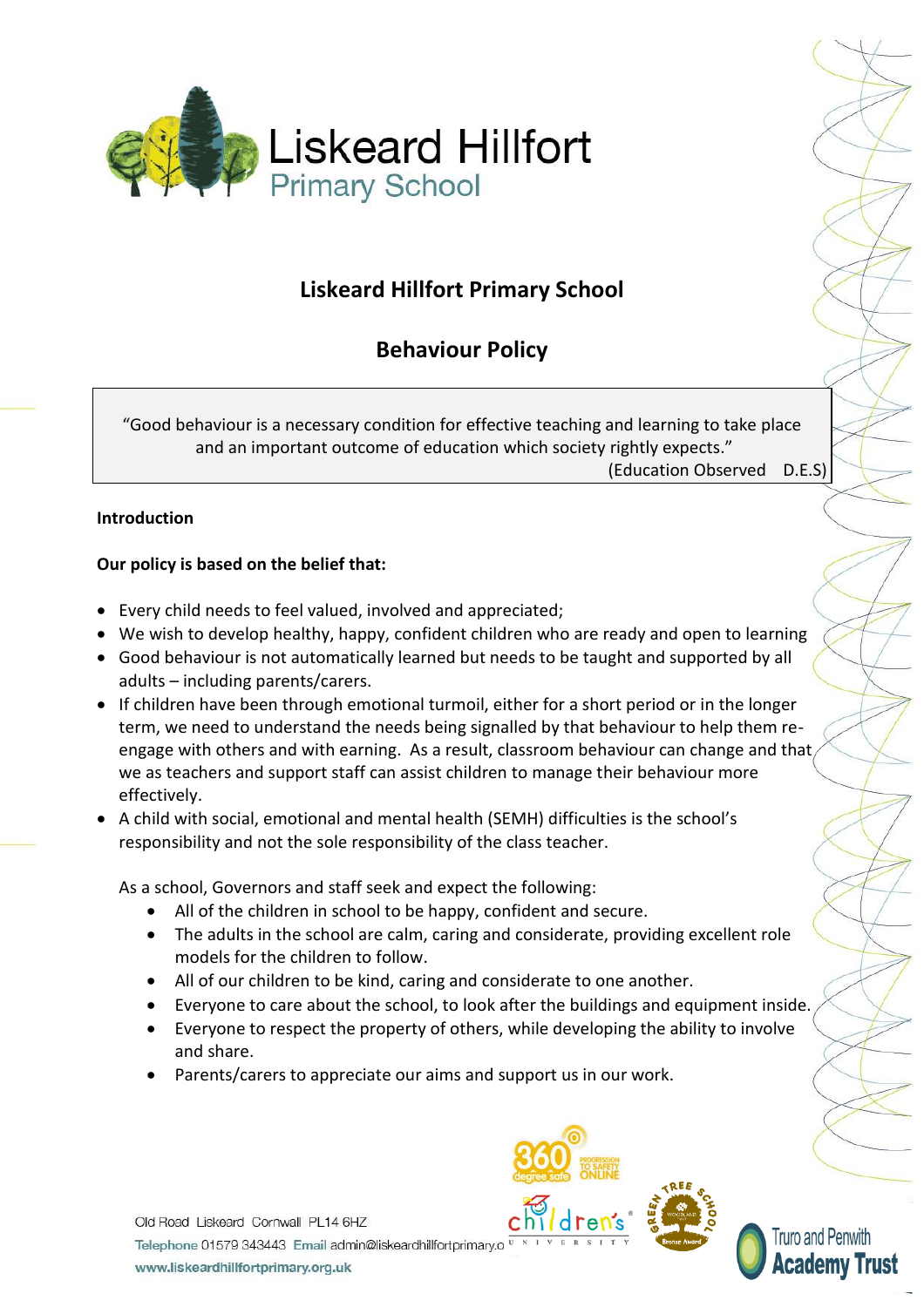Liskeard Hillfort
Primary School

# Liskeard Hillfort Primary School

## Behaviour Policy

> "Good behaviour is a necessary condition for effective teaching and learning to take place and an important outcome of education which society rightly expects."
> (Education Observed D.E.S)

**Introduction**

**Our policy is based on the belief that:**

- Every child needs to feel valued, involved and appreciated;
- We wish to develop healthy, happy, confident children who are ready and open to learning
- Good behaviour is not automatically learned but needs to be taught and supported by all adults – including parents/carers.
- If children have been through emotional turmoil, either for a short period or in the longer term, we need to understand the needs being signalled by that behaviour to help them re-engage with others and with earning. As a result, classroom behaviour can change and that we as teachers and support staff can assist children to manage their behaviour more effectively.
- A child with social, emotional and mental health (SEMH) difficulties is the school's responsibility and not the sole responsibility of the class teacher.

  As a school, Governors and staff seek and expect the following:
  - All of the children in school to be happy, confident and secure.
  - The adults in the school are calm, caring and considerate, providing excellent role models for the children to follow.
  - All of our children to be kind, caring and considerate to one another.
  - Everyone to care about the school, to look after the buildings and equipment inside.
  - Everyone to respect the property of others, while developing the ability to involve and share.
  - Parents/carers to appreciate our aims and support us in our work.

Old Road Liskeard Cornwall PL14 6HZ
Telephone 01579 343443 Email admin@liskeardhillfortprimary.o
www.liskeardhillfortprimary.org.uk

Truro and Penwith Academy Trust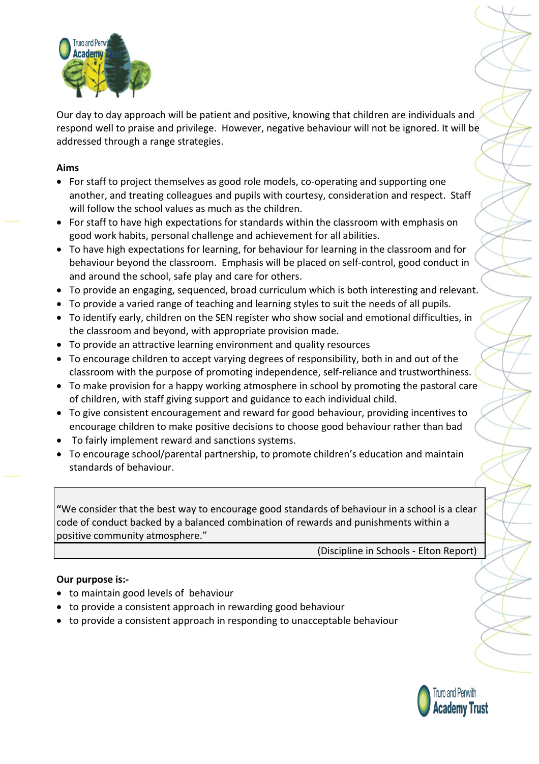Our day to day approach will be patient and positive, knowing that children are individuals and respond well to praise and privilege. However, negative behaviour will not be ignored. It will be addressed through a range strategies.

**Aims**

- For staff to project themselves as good role models, co-operating and supporting one another, and treating colleagues and pupils with courtesy, consideration and respect. Staff will follow the school values as much as the children.
- For staff to have high expectations for standards within the classroom with emphasis on good work habits, personal challenge and achievement for all abilities.
- To have high expectations for learning, for behaviour for learning in the classroom and for behaviour beyond the classroom. Emphasis will be placed on self-control, good conduct in and around the school, safe play and care for others.
- To provide an engaging, sequenced, broad curriculum which is both interesting and relevant.
- To provide a varied range of teaching and learning styles to suit the needs of all pupils.
- To identify early, children on the SEN register who show social and emotional difficulties, in the classroom and beyond, with appropriate provision made.
- To provide an attractive learning environment and quality resources
- To encourage children to accept varying degrees of responsibility, both in and out of the classroom with the purpose of promoting independence, self-reliance and trustworthiness.
- To make provision for a happy working atmosphere in school by promoting the pastoral care of children, with staff giving support and guidance to each individual child.
- To give consistent encouragement and reward for good behaviour, providing incentives to encourage children to make positive decisions to choose good behaviour rather than bad
- To fairly implement reward and sanctions systems.
- To encourage school/parental partnership, to promote children's education and maintain standards of behaviour.

> **"**We consider that the best way to encourage good standards of behaviour in a school is a clear code of conduct backed by a balanced combination of rewards and punishments within a positive community atmosphere."
>
> (Discipline in Schools - Elton Report)

**Our purpose is:-**

- to maintain good levels of behaviour
- to provide a consistent approach in rewarding good behaviour
- to provide a consistent approach in responding to unacceptable behaviour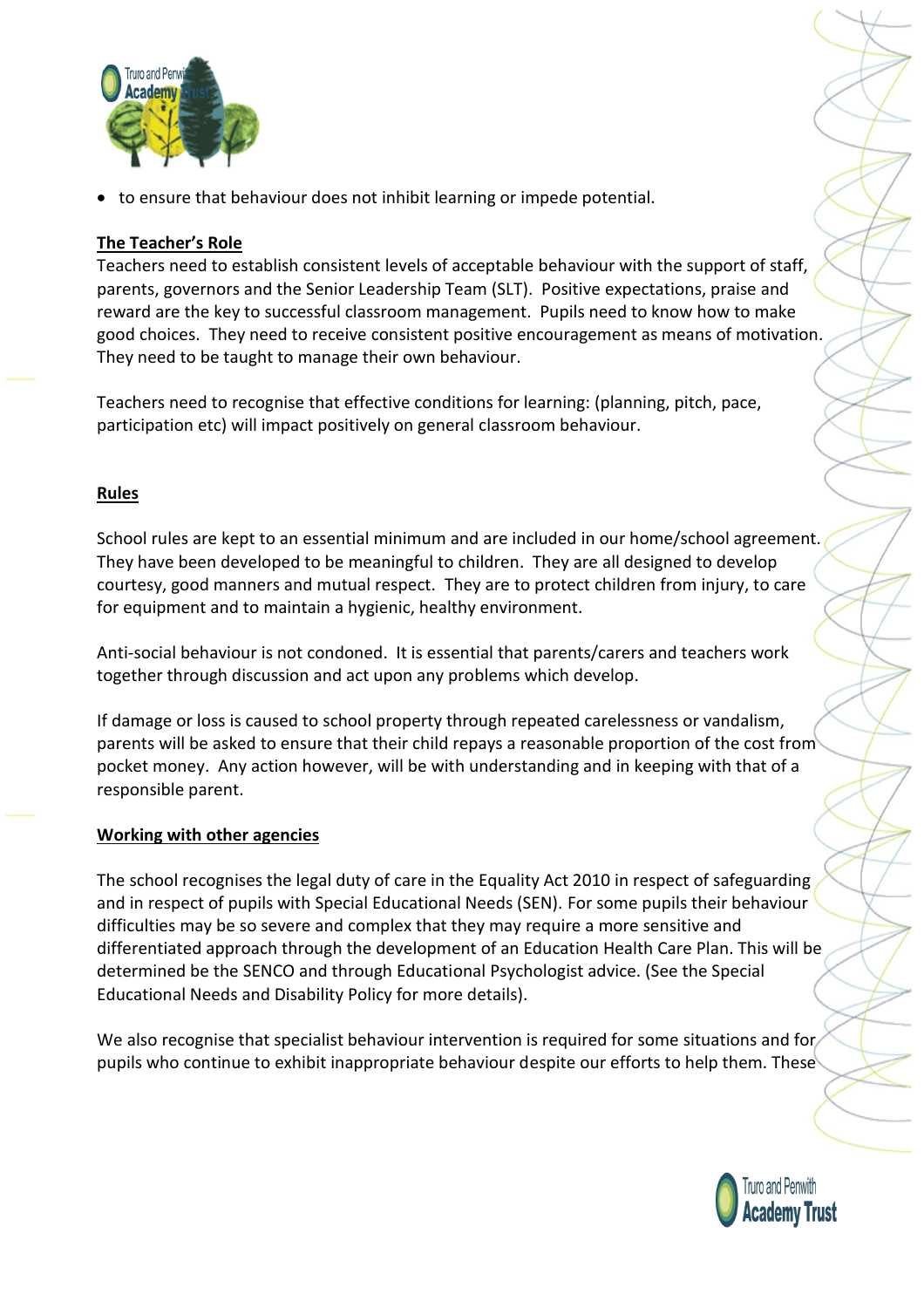- to ensure that behaviour does not inhibit learning or impede potential.

## The Teacher's Role

Teachers need to establish consistent levels of acceptable behaviour with the support of staff, parents, governors and the Senior Leadership Team (SLT). Positive expectations, praise and reward are the key to successful classroom management. Pupils need to know how to make good choices. They need to receive consistent positive encouragement as means of motivation. They need to be taught to manage their own behaviour.

Teachers need to recognise that effective conditions for learning: (planning, pitch, pace, participation etc) will impact positively on general classroom behaviour.

## Rules

School rules are kept to an essential minimum and are included in our home/school agreement. They have been developed to be meaningful to children. They are all designed to develop courtesy, good manners and mutual respect. They are to protect children from injury, to care for equipment and to maintain a hygienic, healthy environment.

Anti-social behaviour is not condoned. It is essential that parents/carers and teachers work together through discussion and act upon any problems which develop.

If damage or loss is caused to school property through repeated carelessness or vandalism, parents will be asked to ensure that their child repays a reasonable proportion of the cost from pocket money. Any action however, will be with understanding and in keeping with that of a responsible parent.

## Working with other agencies

The school recognises the legal duty of care in the Equality Act 2010 in respect of safeguarding and in respect of pupils with Special Educational Needs (SEN). For some pupils their behaviour difficulties may be so severe and complex that they may require a more sensitive and differentiated approach through the development of an Education Health Care Plan. This will be determined be the SENCO and through Educational Psychologist advice. (See the Special Educational Needs and Disability Policy for more details).

We also recognise that specialist behaviour intervention is required for some situations and for pupils who continue to exhibit inappropriate behaviour despite our efforts to help them. These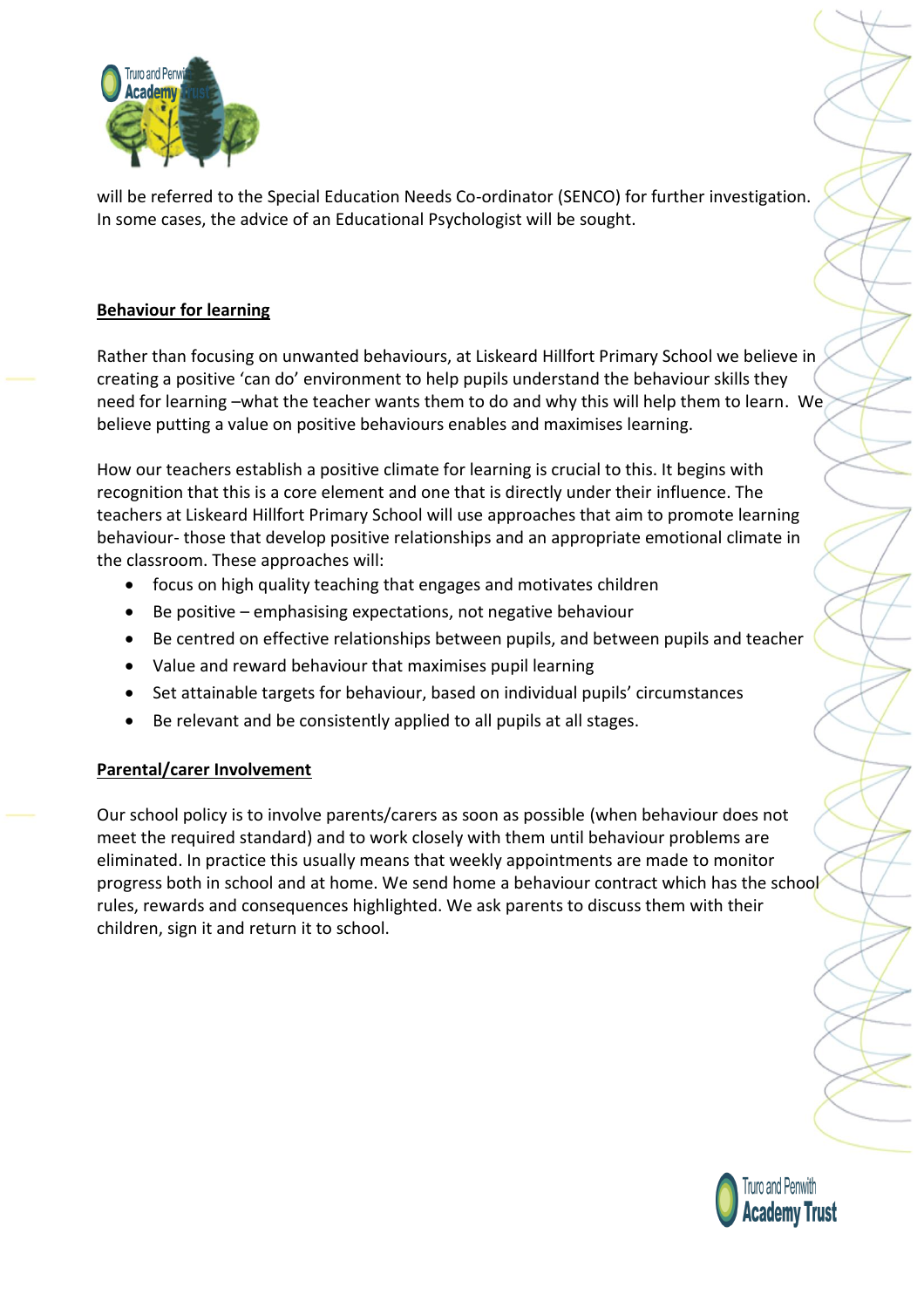will be referred to the Special Education Needs Co-ordinator (SENCO) for further investigation. In some cases, the advice of an Educational Psychologist will be sought.

## Behaviour for learning

Rather than focusing on unwanted behaviours, at Liskeard Hillfort Primary School we believe in creating a positive 'can do' environment to help pupils understand the behaviour skills they need for learning –what the teacher wants them to do and why this will help them to learn. We believe putting a value on positive behaviours enables and maximises learning.

How our teachers establish a positive climate for learning is crucial to this. It begins with recognition that this is a core element and one that is directly under their influence. The teachers at Liskeard Hillfort Primary School will use approaches that aim to promote learning behaviour- those that develop positive relationships and an appropriate emotional climate in the classroom. These approaches will:

- focus on high quality teaching that engages and motivates children
- Be positive – emphasising expectations, not negative behaviour
- Be centred on effective relationships between pupils, and between pupils and teacher
- Value and reward behaviour that maximises pupil learning
- Set attainable targets for behaviour, based on individual pupils' circumstances
- Be relevant and be consistently applied to all pupils at all stages.

## Parental/carer Involvement

Our school policy is to involve parents/carers as soon as possible (when behaviour does not meet the required standard) and to work closely with them until behaviour problems are eliminated. In practice this usually means that weekly appointments are made to monitor progress both in school and at home. We send home a behaviour contract which has the school rules, rewards and consequences highlighted. We ask parents to discuss them with their children, sign it and return it to school.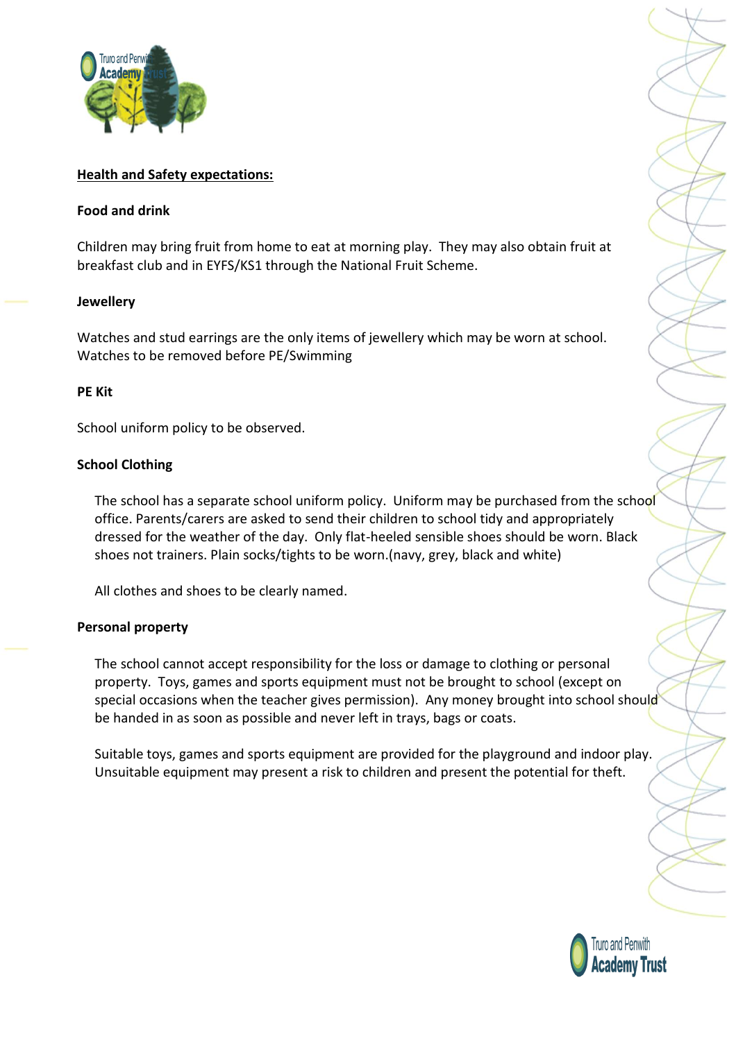## Health and Safety expectations:

**Food and drink**

Children may bring fruit from home to eat at morning play. They may also obtain fruit at breakfast club and in EYFS/KS1 through the National Fruit Scheme.

**Jewellery**

Watches and stud earrings are the only items of jewellery which may be worn at school. Watches to be removed before PE/Swimming

**PE Kit**

School uniform policy to be observed.

**School Clothing**

The school has a separate school uniform policy. Uniform may be purchased from the school office. Parents/carers are asked to send their children to school tidy and appropriately dressed for the weather of the day. Only flat-heeled sensible shoes should be worn. Black shoes not trainers. Plain socks/tights to be worn.(navy, grey, black and white)

All clothes and shoes to be clearly named.

**Personal property**

The school cannot accept responsibility for the loss or damage to clothing or personal property. Toys, games and sports equipment must not be brought to school (except on special occasions when the teacher gives permission). Any money brought into school should be handed in as soon as possible and never left in trays, bags or coats.

Suitable toys, games and sports equipment are provided for the playground and indoor play. Unsuitable equipment may present a risk to children and present the potential for theft.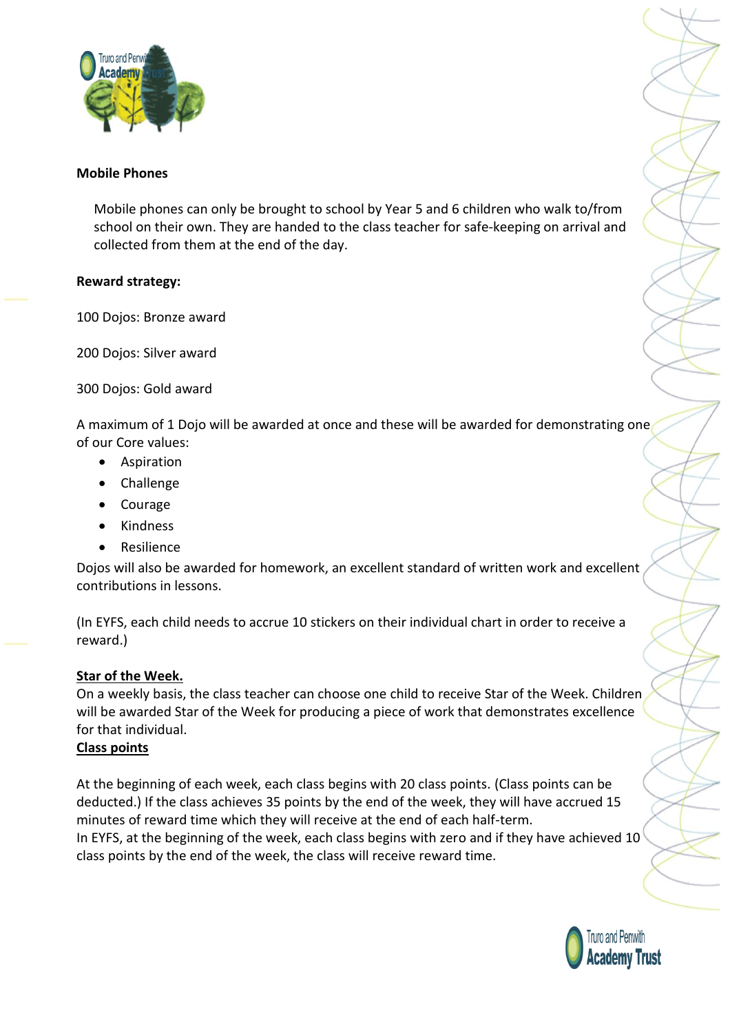**Mobile Phones**

Mobile phones can only be brought to school by Year 5 and 6 children who walk to/from school on their own. They are handed to the class teacher for safe-keeping on arrival and collected from them at the end of the day.

**Reward strategy:**

100 Dojos: Bronze award

200 Dojos: Silver award

300 Dojos: Gold award

A maximum of 1 Dojo will be awarded at once and these will be awarded for demonstrating one of our Core values:

- Aspiration
- Challenge
- Courage
- Kindness
- Resilience

Dojos will also be awarded for homework, an excellent standard of written work and excellent contributions in lessons.

(In EYFS, each child needs to accrue 10 stickers on their individual chart in order to receive a reward.)

**Star of the Week.**

On a weekly basis, the class teacher can choose one child to receive Star of the Week. Children will be awarded Star of the Week for producing a piece of work that demonstrates excellence for that individual.

**Class points**

At the beginning of each week, each class begins with 20 class points. (Class points can be deducted.) If the class achieves 35 points by the end of the week, they will have accrued 15 minutes of reward time which they will receive at the end of each half-term.

In EYFS, at the beginning of the week, each class begins with zero and if they have achieved 10 class points by the end of the week, the class will receive reward time.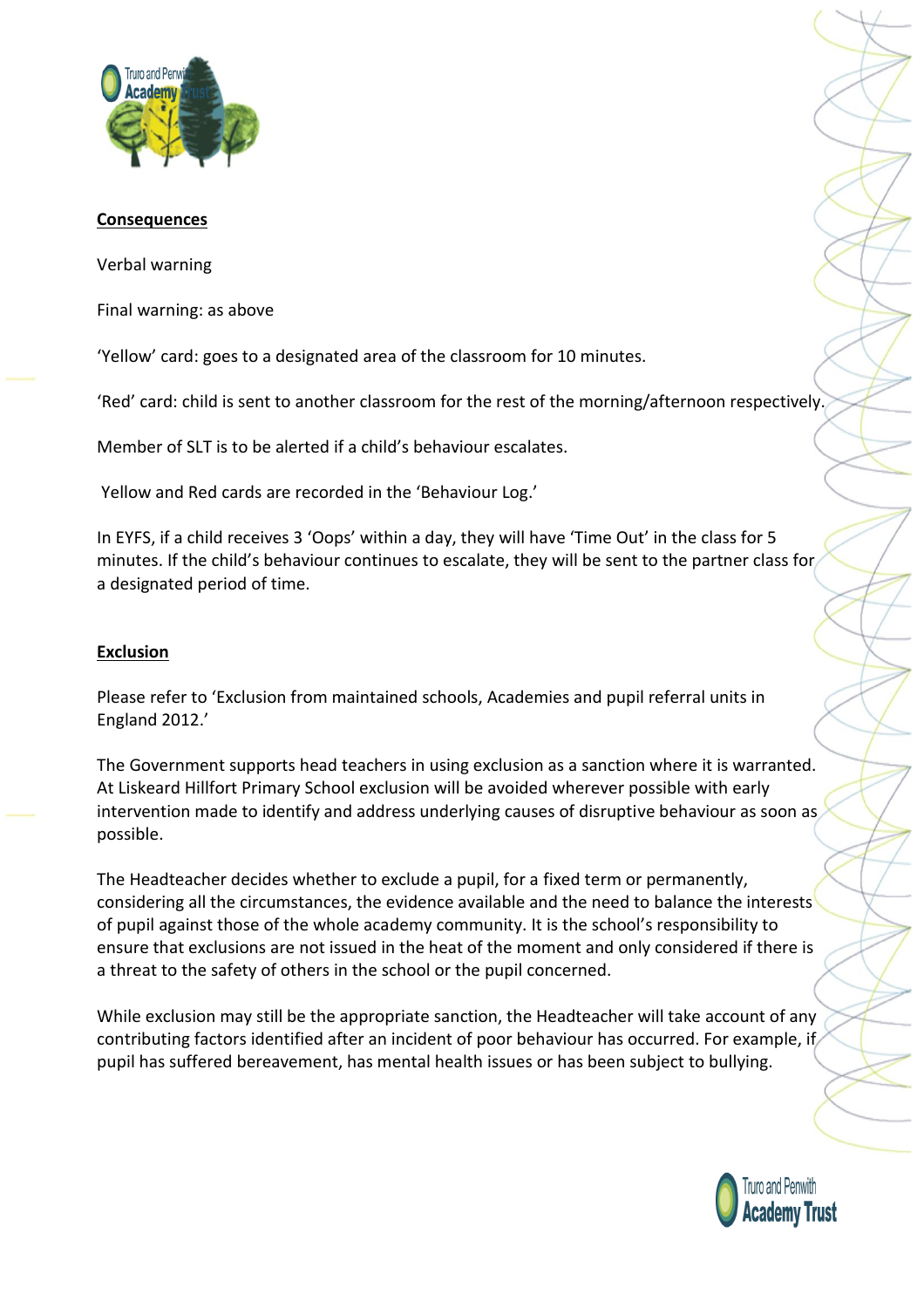**Consequences**

Verbal warning

Final warning: as above

'Yellow' card: goes to a designated area of the classroom for 10 minutes.

'Red' card: child is sent to another classroom for the rest of the morning/afternoon respectively.

Member of SLT is to be alerted if a child's behaviour escalates.

Yellow and Red cards are recorded in the 'Behaviour Log.'

In EYFS, if a child receives 3 'Oops' within a day, they will have 'Time Out' in the class for 5 minutes. If the child's behaviour continues to escalate, they will be sent to the partner class for a designated period of time.

**Exclusion**

Please refer to 'Exclusion from maintained schools, Academies and pupil referral units in England 2012.'

The Government supports head teachers in using exclusion as a sanction where it is warranted. At Liskeard Hillfort Primary School exclusion will be avoided wherever possible with early intervention made to identify and address underlying causes of disruptive behaviour as soon as possible.

The Headteacher decides whether to exclude a pupil, for a fixed term or permanently, considering all the circumstances, the evidence available and the need to balance the interests of pupil against those of the whole academy community. It is the school's responsibility to ensure that exclusions are not issued in the heat of the moment and only considered if there is a threat to the safety of others in the school or the pupil concerned.

While exclusion may still be the appropriate sanction, the Headteacher will take account of any contributing factors identified after an incident of poor behaviour has occurred. For example, if pupil has suffered bereavement, has mental health issues or has been subject to bullying.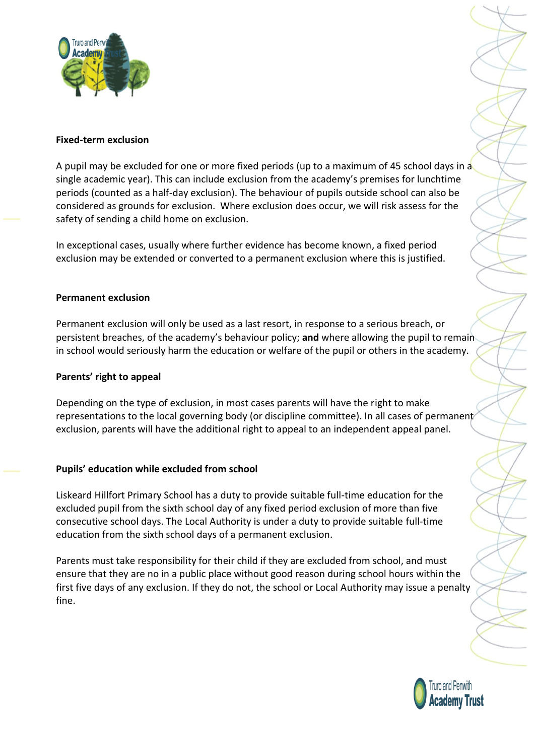**Fixed-term exclusion**

A pupil may be excluded for one or more fixed periods (up to a maximum of 45 school days in a single academic year). This can include exclusion from the academy's premises for lunchtime periods (counted as a half-day exclusion). The behaviour of pupils outside school can also be considered as grounds for exclusion. Where exclusion does occur, we will risk assess for the safety of sending a child home on exclusion.

In exceptional cases, usually where further evidence has become known, a fixed period exclusion may be extended or converted to a permanent exclusion where this is justified.

**Permanent exclusion**

Permanent exclusion will only be used as a last resort, in response to a serious breach, or persistent breaches, of the academy's behaviour policy; **and** where allowing the pupil to remain in school would seriously harm the education or welfare of the pupil or others in the academy.

**Parents' right to appeal**

Depending on the type of exclusion, in most cases parents will have the right to make representations to the local governing body (or discipline committee). In all cases of permanent exclusion, parents will have the additional right to appeal to an independent appeal panel.

**Pupils' education while excluded from school**

Liskeard Hillfort Primary School has a duty to provide suitable full-time education for the excluded pupil from the sixth school day of any fixed period exclusion of more than five consecutive school days. The Local Authority is under a duty to provide suitable full-time education from the sixth school days of a permanent exclusion.

Parents must take responsibility for their child if they are excluded from school, and must ensure that they are no in a public place without good reason during school hours within the first five days of any exclusion. If they do not, the school or Local Authority may issue a penalty fine.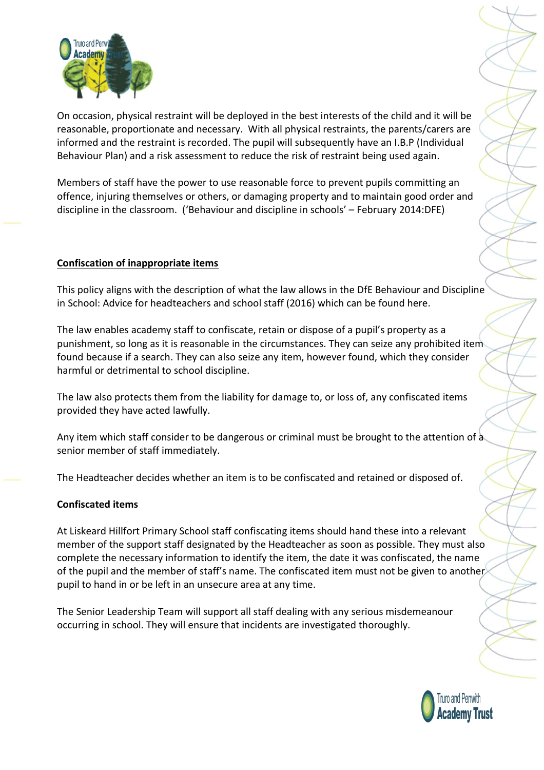On occasion, physical restraint will be deployed in the best interests of the child and it will be reasonable, proportionate and necessary. With all physical restraints, the parents/carers are informed and the restraint is recorded. The pupil will subsequently have an I.B.P (Individual Behaviour Plan) and a risk assessment to reduce the risk of restraint being used again.

Members of staff have the power to use reasonable force to prevent pupils committing an offence, injuring themselves or others, or damaging property and to maintain good order and discipline in the classroom. ('Behaviour and discipline in schools' – February 2014:DFE)

## Confiscation of inappropriate items

This policy aligns with the description of what the law allows in the DfE Behaviour and Discipline in School: Advice for headteachers and school staff (2016) which can be found here.

The law enables academy staff to confiscate, retain or dispose of a pupil's property as a punishment, so long as it is reasonable in the circumstances. They can seize any prohibited item found because if a search. They can also seize any item, however found, which they consider harmful or detrimental to school discipline.

The law also protects them from the liability for damage to, or loss of, any confiscated items provided they have acted lawfully.

Any item which staff consider to be dangerous or criminal must be brought to the attention of a senior member of staff immediately.

The Headteacher decides whether an item is to be confiscated and retained or disposed of.

**Confiscated items**

At Liskeard Hillfort Primary School staff confiscating items should hand these into a relevant member of the support staff designated by the Headteacher as soon as possible. They must also complete the necessary information to identify the item, the date it was confiscated, the name of the pupil and the member of staff's name. The confiscated item must not be given to another pupil to hand in or be left in an unsecure area at any time.

The Senior Leadership Team will support all staff dealing with any serious misdemeanour occurring in school. They will ensure that incidents are investigated thoroughly.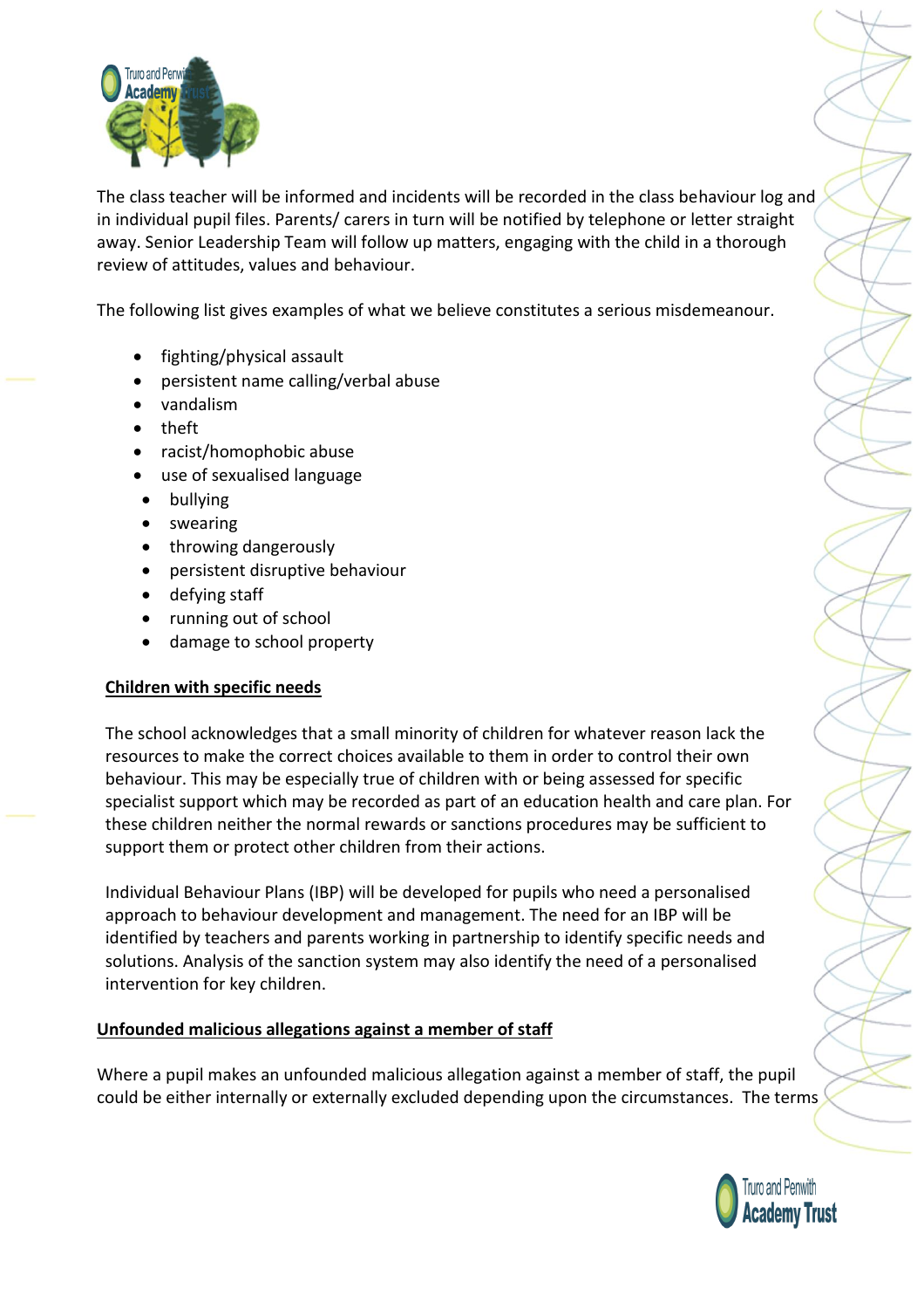The class teacher will be informed and incidents will be recorded in the class behaviour log and in individual pupil files. Parents/ carers in turn will be notified by telephone or letter straight away. Senior Leadership Team will follow up matters, engaging with the child in a thorough review of attitudes, values and behaviour.

The following list gives examples of what we believe constitutes a serious misdemeanour.

- fighting/physical assault
- persistent name calling/verbal abuse
- vandalism
- theft
- racist/homophobic abuse
- use of sexualised language
- bullying
- swearing
- throwing dangerously
- persistent disruptive behaviour
- defying staff
- running out of school
- damage to school property

**Children with specific needs**

The school acknowledges that a small minority of children for whatever reason lack the resources to make the correct choices available to them in order to control their own behaviour. This may be especially true of children with or being assessed for specific specialist support which may be recorded as part of an education health and care plan. For these children neither the normal rewards or sanctions procedures may be sufficient to support them or protect other children from their actions.

Individual Behaviour Plans (IBP) will be developed for pupils who need a personalised approach to behaviour development and management. The need for an IBP will be identified by teachers and parents working in partnership to identify specific needs and solutions. Analysis of the sanction system may also identify the need of a personalised intervention for key children.

**Unfounded malicious allegations against a member of staff**

Where a pupil makes an unfounded malicious allegation against a member of staff, the pupil could be either internally or externally excluded depending upon the circumstances. The terms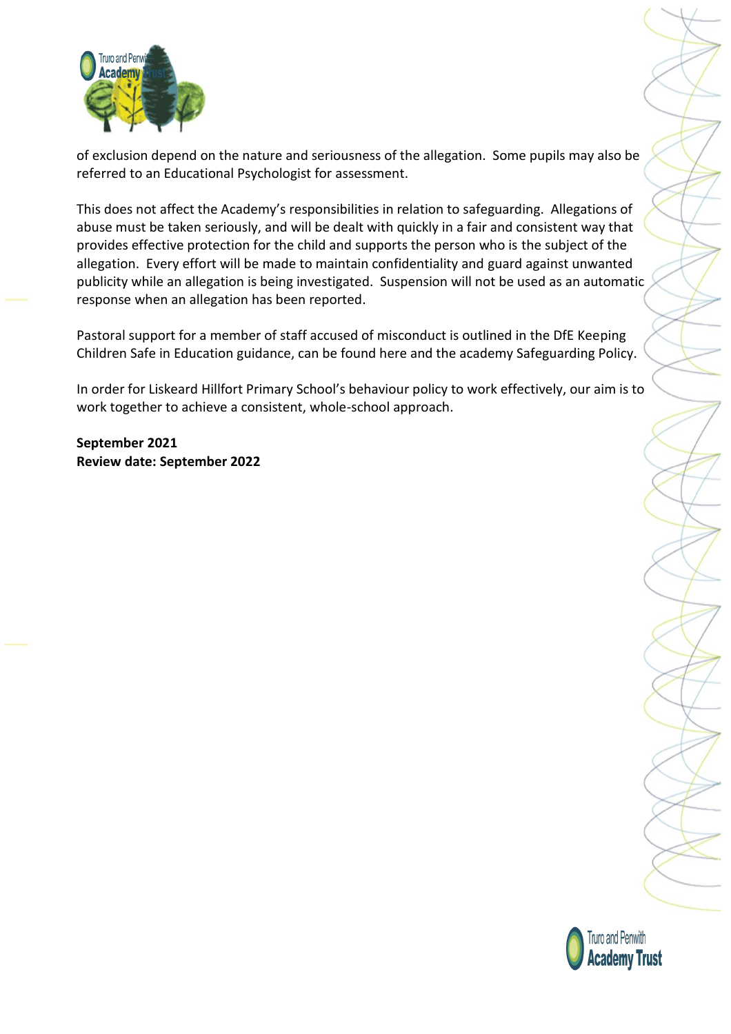of exclusion depend on the nature and seriousness of the allegation. Some pupils may also be referred to an Educational Psychologist for assessment.

This does not affect the Academy's responsibilities in relation to safeguarding. Allegations of abuse must be taken seriously, and will be dealt with quickly in a fair and consistent way that provides effective protection for the child and supports the person who is the subject of the allegation. Every effort will be made to maintain confidentiality and guard against unwanted publicity while an allegation is being investigated. Suspension will not be used as an automatic response when an allegation has been reported.

Pastoral support for a member of staff accused of misconduct is outlined in the DfE Keeping Children Safe in Education guidance, can be found here and the academy Safeguarding Policy.

In order for Liskeard Hillfort Primary School's behaviour policy to work effectively, our aim is to work together to achieve a consistent, whole-school approach.

**September 2021**
**Review date: September 2022**